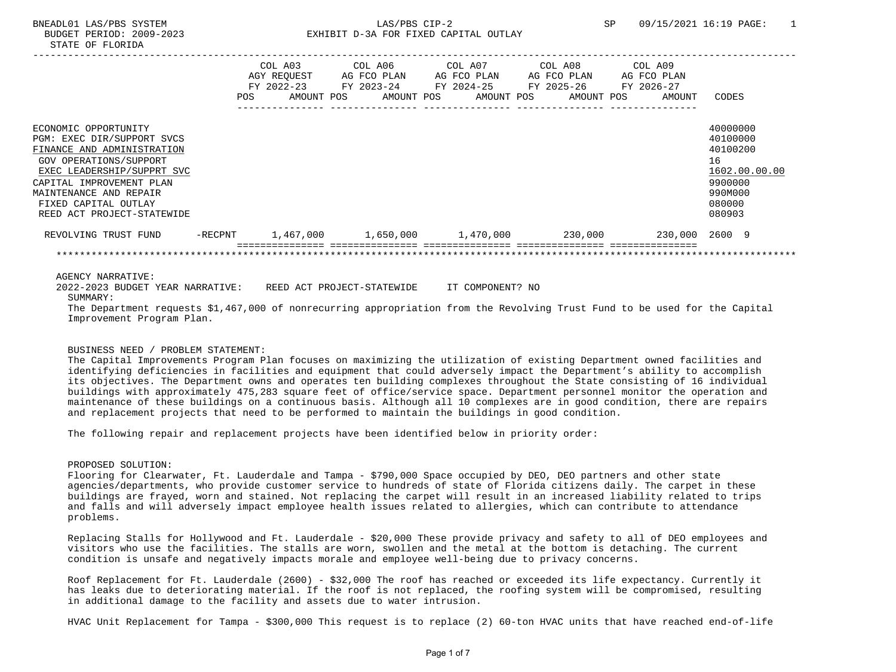BNEADL01 LAS/PBS SYSTEM — LAS/PBS CIP-2 — SP 09/15/2021 16:19

BUDGET PERIOD: 2009-2023

STATE OF FLORIDA

# EXHIBIT D-3A FOR FIXED CAPITAL OUTLAY

| | COL A03 AGY REQUEST FY 2022-23 AMOUNT | COL A06 AG FCO PLAN FY 2023-24 AMOUNT | COL A07 AG FCO PLAN FY 2024-25 AMOUNT | COL A08 AG FCO PLAN FY 2025-26 AMOUNT | COL A09 AG FCO PLAN FY 2026-27 AMOUNT | CODES |
|---|---|---|---|---|---|---|
| ECONOMIC OPPORTUNITY | | | | | | 40000000 |
| PGM: EXEC DIR/SUPPORT SVCS | | | | | | 40100000 |
| FINANCE AND ADMINISTRATION | | | | | | 40100200 |
| GOV OPERATIONS/SUPPORT | | | | | | 16 |
| EXEC LEADERSHIP/SUPPRT SVC | | | | | | 1602.00.00.00 |
| CAPITAL IMPROVEMENT PLAN | | | | | | 9900000 |
| MAINTENANCE AND REPAIR | | | | | | 990M000 |
| FIXED CAPITAL OUTLAY | | | | | | 080000 |
| REED ACT PROJECT-STATEWIDE | | | | | | 080903 |
| REVOLVING TRUST FUND -RECPNT | 1,467,000 | 1,650,000 | 1,470,000 | 230,000 | 230,000 | 2600 9 |

AGENCY NARRATIVE:

2022-2023 BUDGET YEAR NARRATIVE: REED ACT PROJECT-STATEWIDE IT COMPONENT? NO

SUMMARY:

The Department requests $1,467,000 of nonrecurring appropriation from the Revolving Trust Fund to be used for the Capital Improvement Program Plan.

BUSINESS NEED / PROBLEM STATEMENT:

The Capital Improvements Program Plan focuses on maximizing the utilization of existing Department owned facilities and identifying deficiencies in facilities and equipment that could adversely impact the Department's ability to accomplish its objectives. The Department owns and operates ten building complexes throughout the State consisting of 16 individual buildings with approximately 475,283 square feet of office/service space. Department personnel monitor the operation and maintenance of these buildings on a continuous basis. Although all 10 complexes are in good condition, there are repairs and replacement projects that need to be performed to maintain the buildings in good condition.

The following repair and replacement projects have been identified below in priority order:

PROPOSED SOLUTION:

Flooring for Clearwater, Ft. Lauderdale and Tampa - $790,000 Space occupied by DEO, DEO partners and other state agencies/departments, who provide customer service to hundreds of state of Florida citizens daily. The carpet in these buildings are frayed, worn and stained. Not replacing the carpet will result in an increased liability related to trips and falls and will adversely impact employee health issues related to allergies, which can contribute to attendance problems.

Replacing Stalls for Hollywood and Ft. Lauderdale - $20,000 These provide privacy and safety to all of DEO employees and visitors who use the facilities. The stalls are worn, swollen and the metal at the bottom is detaching. The current condition is unsafe and negatively impacts morale and employee well-being due to privacy concerns.

Roof Replacement for Ft. Lauderdale (2600) - $32,000 The roof has reached or exceeded its life expectancy. Currently it has leaks due to deteriorating material. If the roof is not replaced, the roofing system will be compromised, resulting in additional damage to the facility and assets due to water intrusion.

HVAC Unit Replacement for Tampa - $300,000 This request is to replace (2) 60-ton HVAC units that have reached end-of-life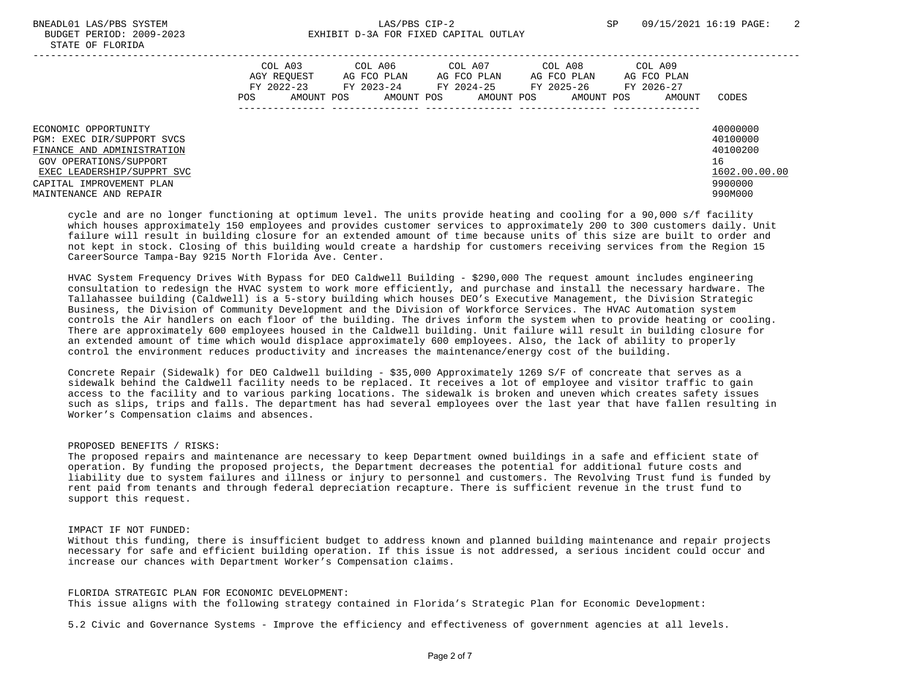| | COL A03 AGY REQUEST FY 2022-23 | | COL A06 AG FCO PLAN FY 2023-24 | | COL A07 AG FCO PLAN FY 2024-25 | | COL A08 AG FCO PLAN FY 2025-26 | | COL A09 AG FCO PLAN FY 2026-27 | | |
|---|---|---|---|---|---|---|---|---|---|---|---|
| | POS | AMOUNT | POS | AMOUNT | POS | AMOUNT | POS | AMOUNT | POS | AMOUNT | CODES |
| ECONOMIC OPPORTUNITY | | | | | | | | | | | 40000000 |
| PGM: EXEC DIR/SUPPORT SVCS | | | | | | | | | | | 40100000 |
| FINANCE AND ADMINISTRATION | | | | | | | | | | | 40100200 |
| GOV OPERATIONS/SUPPORT | | | | | | | | | | | 16 |
| EXEC LEADERSHIP/SUPPRT SVC | | | | | | | | | | | 1602.00.00.00 |
| CAPITAL IMPROVEMENT PLAN | | | | | | | | | | | 9900000 |
| MAINTENANCE AND REPAIR | | | | | | | | | | | 990M000 |

cycle and are no longer functioning at optimum level. The units provide heating and cooling for a 90,000 s/f facility which houses approximately 150 employees and provides customer services to approximately 200 to 300 customers daily. Unit failure will result in building closure for an extended amount of time because units of this size are built to order and not kept in stock. Closing of this building would create a hardship for customers receiving services from the Region 15 CareerSource Tampa-Bay 9215 North Florida Ave. Center.

HVAC System Frequency Drives With Bypass for DEO Caldwell Building - $290,000 The request amount includes engineering consultation to redesign the HVAC system to work more efficiently, and purchase and install the necessary hardware. The Tallahassee building (Caldwell) is a 5-story building which houses DEO's Executive Management, the Division Strategic Business, the Division of Community Development and the Division of Workforce Services. The HVAC Automation system controls the Air handlers on each floor of the building. The drives inform the system when to provide heating or cooling. There are approximately 600 employees housed in the Caldwell building. Unit failure will result in building closure for an extended amount of time which would displace approximately 600 employees. Also, the lack of ability to properly control the environment reduces productivity and increases the maintenance/energy cost of the building.

Concrete Repair (Sidewalk) for DEO Caldwell building - $35,000 Approximately 1269 S/F of concreate that serves as a sidewalk behind the Caldwell facility needs to be replaced. It receives a lot of employee and visitor traffic to gain access to the facility and to various parking locations. The sidewalk is broken and uneven which creates safety issues such as slips, trips and falls. The department has had several employees over the last year that have fallen resulting in Worker's Compensation claims and absences.

PROPOSED BENEFITS / RISKS:
The proposed repairs and maintenance are necessary to keep Department owned buildings in a safe and efficient state of operation. By funding the proposed projects, the Department decreases the potential for additional future costs and liability due to system failures and illness or injury to personnel and customers. The Revolving Trust fund is funded by rent paid from tenants and through federal depreciation recapture. There is sufficient revenue in the trust fund to support this request.

IMPACT IF NOT FUNDED:
Without this funding, there is insufficient budget to address known and planned building maintenance and repair projects necessary for safe and efficient building operation. If this issue is not addressed, a serious incident could occur and increase our chances with Department Worker's Compensation claims.

FLORIDA STRATEGIC PLAN FOR ECONOMIC DEVELOPMENT:
This issue aligns with the following strategy contained in Florida's Strategic Plan for Economic Development:

5.2 Civic and Governance Systems - Improve the efficiency and effectiveness of government agencies at all levels.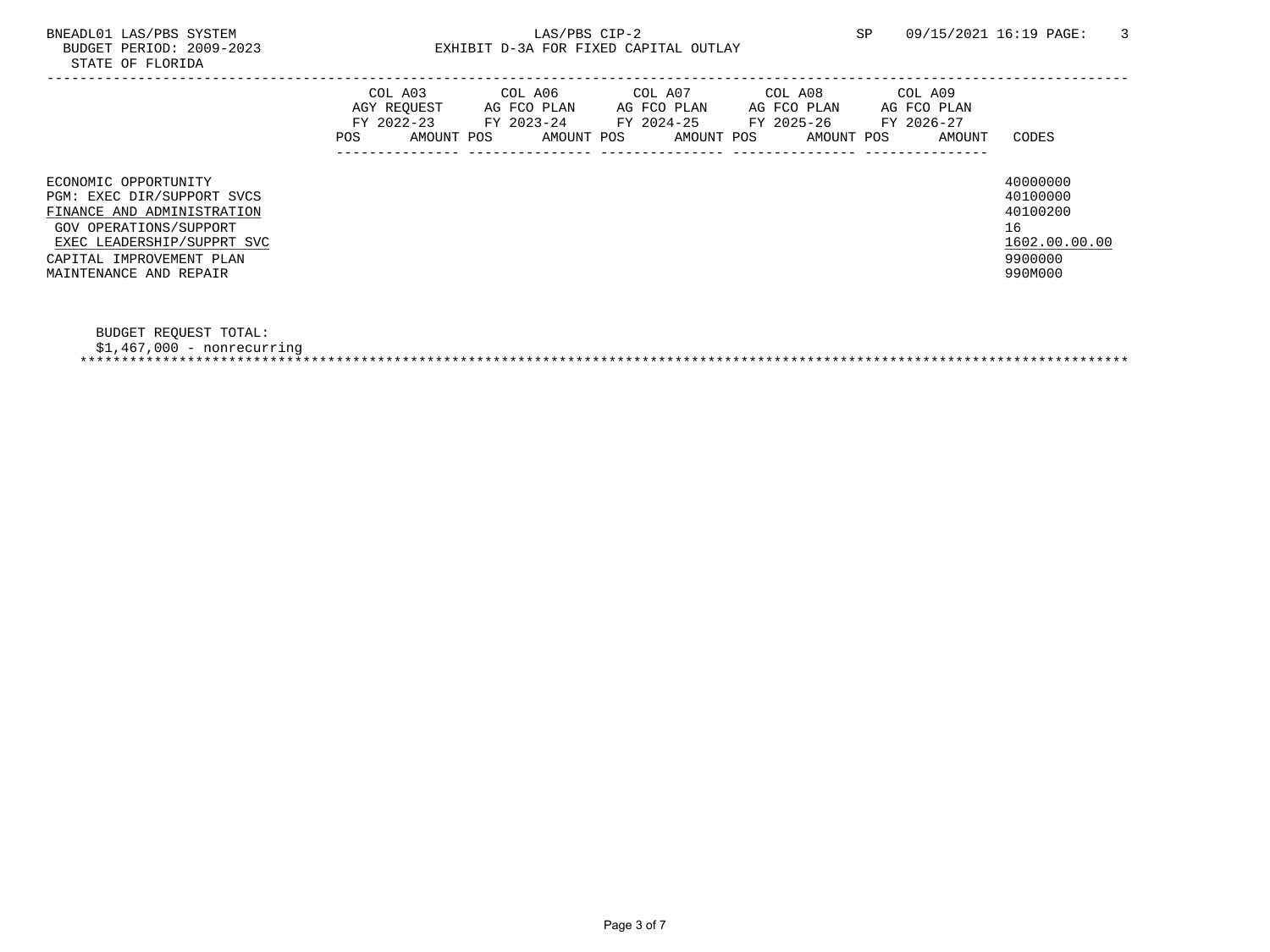BNEADL01 LAS/PBS SYSTEM

BUDGET PERIOD: 2009-2023

STATE OF FLORIDA

LAS/PBS CIP-2

EXHIBIT D-3A FOR FIXED CAPITAL OUTLAY

SP 09/15/2021 16:19 PAGE: 3

| | COL A03 AGY REQUEST FY 2022-23 | | COL A06 AG FCO PLAN FY 2023-24 | | COL A07 AG FCO PLAN FY 2024-25 | | COL A08 AG FCO PLAN FY 2025-26 | | COL A09 AG FCO PLAN FY 2026-27 | | |
|---|---|---|---|---|---|---|---|---|---|---|---|
| | POS | AMOUNT | POS | AMOUNT | POS | AMOUNT | POS | AMOUNT | POS | AMOUNT | CODES |
| ECONOMIC OPPORTUNITY | | | | | | | | | | | 40000000 |
| PGM: EXEC DIR/SUPPORT SVCS | | | | | | | | | | | 40100000 |
| FINANCE AND ADMINISTRATION | | | | | | | | | | | 40100200 |
| GOV OPERATIONS/SUPPORT | | | | | | | | | | | 16 |
| EXEC LEADERSHIP/SUPPRT SVC | | | | | | | | | | | 1602.00.00.00 |
| CAPITAL IMPROVEMENT PLAN | | | | | | | | | | | 9900000 |
| MAINTENANCE AND REPAIR | | | | | | | | | | | 990M000 |

BUDGET REQUEST TOTAL:

$1,467,000 - nonrecurring

*******************************************************************************************************************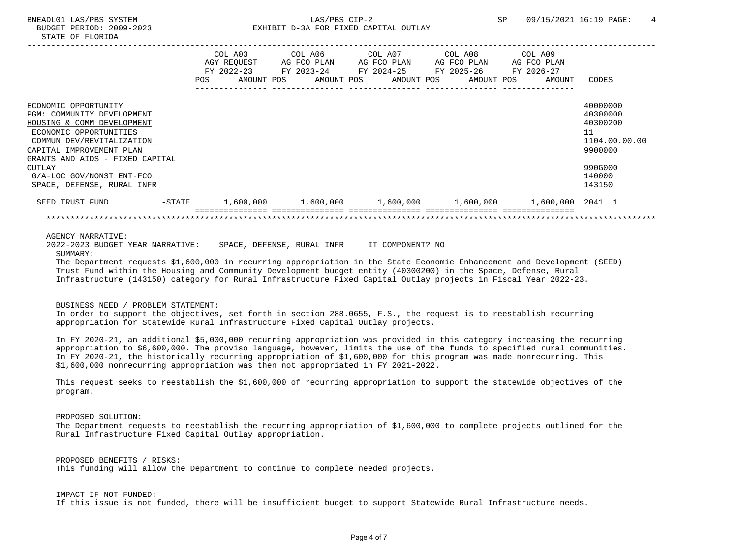BNEADL01 LAS/PBS SYSTEM
BUDGET PERIOD: 2009-2023
STATE OF FLORIDA

LAS/PBS CIP-2
EXHIBIT D-3A FOR FIXED CAPITAL OUTLAY

SP 09/15/2021 16:19

| | | COL A03 AGY REQUEST FY 2022-23 POS AMOUNT | COL A06 AG FCO PLAN FY 2023-24 POS AMOUNT | COL A07 AG FCO PLAN FY 2024-25 POS AMOUNT | COL A08 AG FCO PLAN FY 2025-26 POS AMOUNT | COL A09 AG FCO PLAN FY 2026-27 POS AMOUNT | CODES |
|---|---|---|---|---|---|---|---|
| ECONOMIC OPPORTUNITY | | | | | | | 40000000 |
| PGM: COMMUNITY DEVELOPMENT | | | | | | | 40300000 |
| HOUSING & COMM DEVELOPMENT | | | | | | | 40300200 |
| ECONOMIC OPPORTUNITIES | | | | | | | 11 |
| COMMUN DEV/REVITALIZATION | | | | | | | 1104.00.00.00 |
| CAPITAL IMPROVEMENT PLAN | | | | | | | 9900000 |
| GRANTS AND AIDS - FIXED CAPITAL OUTLAY | | | | | | | 990G000 |
| G/A-LOC GOV/NONST ENT-FCO | | | | | | | 140000 |
| SPACE, DEFENSE, RURAL INFR | | | | | | | 143150 |
| SEED TRUST FUND | -STATE | 1,600,000 | 1,600,000 | 1,600,000 | 1,600,000 | 1,600,000 | 2041 1 |

AGENCY NARRATIVE:

2022-2023 BUDGET YEAR NARRATIVE: SPACE, DEFENSE, RURAL INFR IT COMPONENT? NO

SUMMARY:

The Department requests $1,600,000 in recurring appropriation in the State Economic Enhancement and Development (SEED) Trust Fund within the Housing and Community Development budget entity (40300200) in the Space, Defense, Rural Infrastructure (143150) category for Rural Infrastructure Fixed Capital Outlay projects in Fiscal Year 2022-23.

BUSINESS NEED / PROBLEM STATEMENT:

In order to support the objectives, set forth in section 288.0655, F.S., the request is to reestablish recurring appropriation for Statewide Rural Infrastructure Fixed Capital Outlay projects.

In FY 2020-21, an additional $5,000,000 recurring appropriation was provided in this category increasing the recurring appropriation to $6,600,000. The proviso language, however, limits the use of the funds to specified rural communities. In FY 2020-21, the historically recurring appropriation of $1,600,000 for this program was made nonrecurring. This $1,600,000 nonrecurring appropriation was then not appropriated in FY 2021-2022.

This request seeks to reestablish the $1,600,000 of recurring appropriation to support the statewide objectives of the program.

PROPOSED SOLUTION:

The Department requests to reestablish the recurring appropriation of $1,600,000 to complete projects outlined for the Rural Infrastructure Fixed Capital Outlay appropriation.

PROPOSED BENEFITS / RISKS:

This funding will allow the Department to continue to complete needed projects.

IMPACT IF NOT FUNDED:

If this issue is not funded, there will be insufficient budget to support Statewide Rural Infrastructure needs.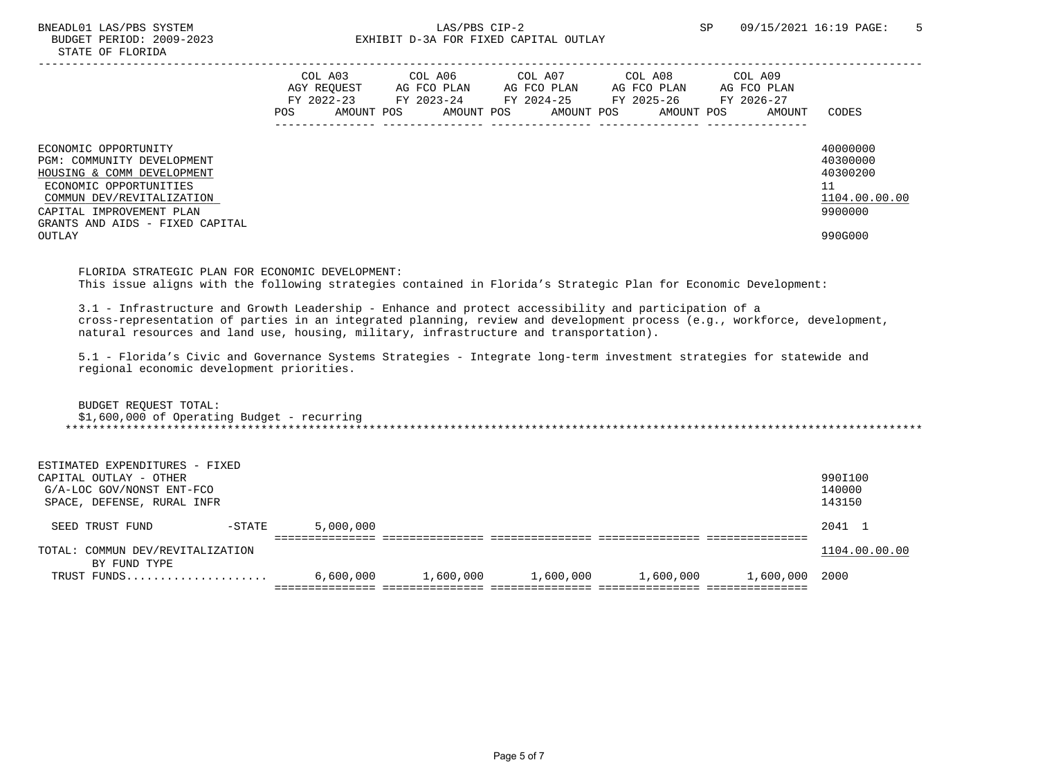BNEADL01 LAS/PBS SYSTEM — LAS/PBS CIP-2 — SP 09/15/2021 16:19

BUDGET PERIOD: 2009-2023

STATE OF FLORIDA

EXHIBIT D-3A FOR FIXED CAPITAL OUTLAY

| | COL A03 AGY REQUEST FY 2022-23 POS AMOUNT | COL A06 AG FCO PLAN FY 2023-24 POS AMOUNT | COL A07 AG FCO PLAN FY 2024-25 POS AMOUNT | COL A08 AG FCO PLAN FY 2025-26 POS AMOUNT | COL A09 AG FCO PLAN FY 2026-27 POS AMOUNT | CODES |
|---|---|---|---|---|---|---|
| ECONOMIC OPPORTUNITY | | | | | | 40000000 |
| PGM: COMMUNITY DEVELOPMENT | | | | | | 40300000 |
| HOUSING & COMM DEVELOPMENT | | | | | | 40300200 |
| ECONOMIC OPPORTUNITIES | | | | | | 11 |
| COMMUN DEV/REVITALIZATION | | | | | | 1104.00.00.00 |
| CAPITAL IMPROVEMENT PLAN | | | | | | 9900000 |
| GRANTS AND AIDS - FIXED CAPITAL OUTLAY | | | | | | 990G000 |

FLORIDA STRATEGIC PLAN FOR ECONOMIC DEVELOPMENT:
This issue aligns with the following strategies contained in Florida's Strategic Plan for Economic Development:

3.1 - Infrastructure and Growth Leadership - Enhance and protect accessibility and participation of a cross-representation of parties in an integrated planning, review and development process (e.g., workforce, development, natural resources and land use, housing, military, infrastructure and transportation).

5.1 - Florida's Civic and Governance Systems Strategies - Integrate long-term investment strategies for statewide and regional economic development priorities.

BUDGET REQUEST TOTAL:
$1,600,000 of Operating Budget - recurring

| | COL A03 | COL A06 | COL A07 | COL A08 | COL A09 | CODES |
|---|---|---|---|---|---|---|
| ESTIMATED EXPENDITURES - FIXED CAPITAL OUTLAY - OTHER | | | | | | 990I100 |
| G/A-LOC GOV/NONST ENT-FCO | | | | | | 140000 |
| SPACE, DEFENSE, RURAL INFR | | | | | | 143150 |
| SEED TRUST FUND -STATE | 5,000,000 | | | | | 2041 1 |
| TOTAL: COMMUN DEV/REVITALIZATION | | | | | | 1104.00.00.00 |
| BY FUND TYPE | | | | | | |
| TRUST FUNDS..................... | 6,600,000 | 1,600,000 | 1,600,000 | 1,600,000 | 1,600,000 | 2000 |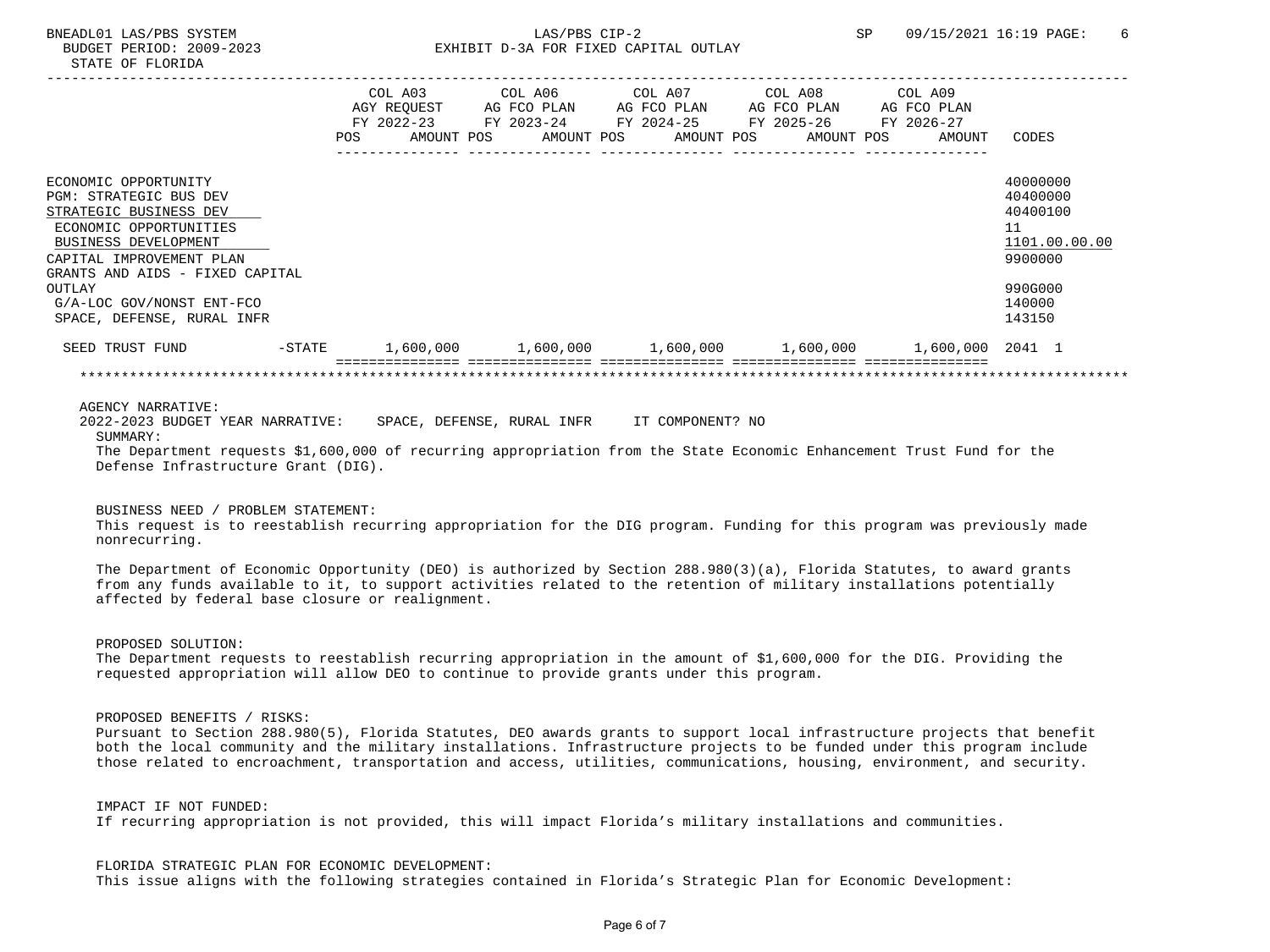BNEADL01 LAS/PBS SYSTEM — LAS/PBS CIP-2 — SP 09/15/2021 16:19

BUDGET PERIOD: 2009-2023

STATE OF FLORIDA

EXHIBIT D-3A FOR FIXED CAPITAL OUTLAY

| | | COL A03 AGY REQUEST FY 2022-23 POS AMOUNT | COL A06 AG FCO PLAN FY 2023-24 POS AMOUNT | COL A07 AG FCO PLAN FY 2024-25 POS AMOUNT | COL A08 AG FCO PLAN FY 2025-26 POS AMOUNT | COL A09 AG FCO PLAN FY 2026-27 POS AMOUNT | CODES |
|---|---|---|---|---|---|---|---|
| ECONOMIC OPPORTUNITY | | | | | | | 40000000 |
| PGM: STRATEGIC BUS DEV | | | | | | | 40400000 |
| STRATEGIC BUSINESS DEV | | | | | | | 40400100 |
| ECONOMIC OPPORTUNITIES | | | | | | | 11 |
| BUSINESS DEVELOPMENT | | | | | | | 1101.00.00.00 |
| CAPITAL IMPROVEMENT PLAN | | | | | | | 9900000 |
| GRANTS AND AIDS - FIXED CAPITAL OUTLAY | | | | | | | 990G000 |
| G/A-LOC GOV/NONST ENT-FCO | | | | | | | 140000 |
| SPACE, DEFENSE, RURAL INFR | | | | | | | 143150 |
| SEED TRUST FUND | -STATE | 1,600,000 | 1,600,000 | 1,600,000 | 1,600,000 | 1,600,000 | 2041 1 |

AGENCY NARRATIVE:

2022-2023 BUDGET YEAR NARRATIVE: SPACE, DEFENSE, RURAL INFR IT COMPONENT? NO

SUMMARY:

The Department requests $1,600,000 of recurring appropriation from the State Economic Enhancement Trust Fund for the Defense Infrastructure Grant (DIG).

BUSINESS NEED / PROBLEM STATEMENT:

This request is to reestablish recurring appropriation for the DIG program. Funding for this program was previously made nonrecurring.

The Department of Economic Opportunity (DEO) is authorized by Section 288.980(3)(a), Florida Statutes, to award grants from any funds available to it, to support activities related to the retention of military installations potentially affected by federal base closure or realignment.

PROPOSED SOLUTION:

The Department requests to reestablish recurring appropriation in the amount of $1,600,000 for the DIG. Providing the requested appropriation will allow DEO to continue to provide grants under this program.

PROPOSED BENEFITS / RISKS:

Pursuant to Section 288.980(5), Florida Statutes, DEO awards grants to support local infrastructure projects that benefit both the local community and the military installations. Infrastructure projects to be funded under this program include those related to encroachment, transportation and access, utilities, communications, housing, environment, and security.

IMPACT IF NOT FUNDED:

If recurring appropriation is not provided, this will impact Florida's military installations and communities.

FLORIDA STRATEGIC PLAN FOR ECONOMIC DEVELOPMENT:

This issue aligns with the following strategies contained in Florida's Strategic Plan for Economic Development: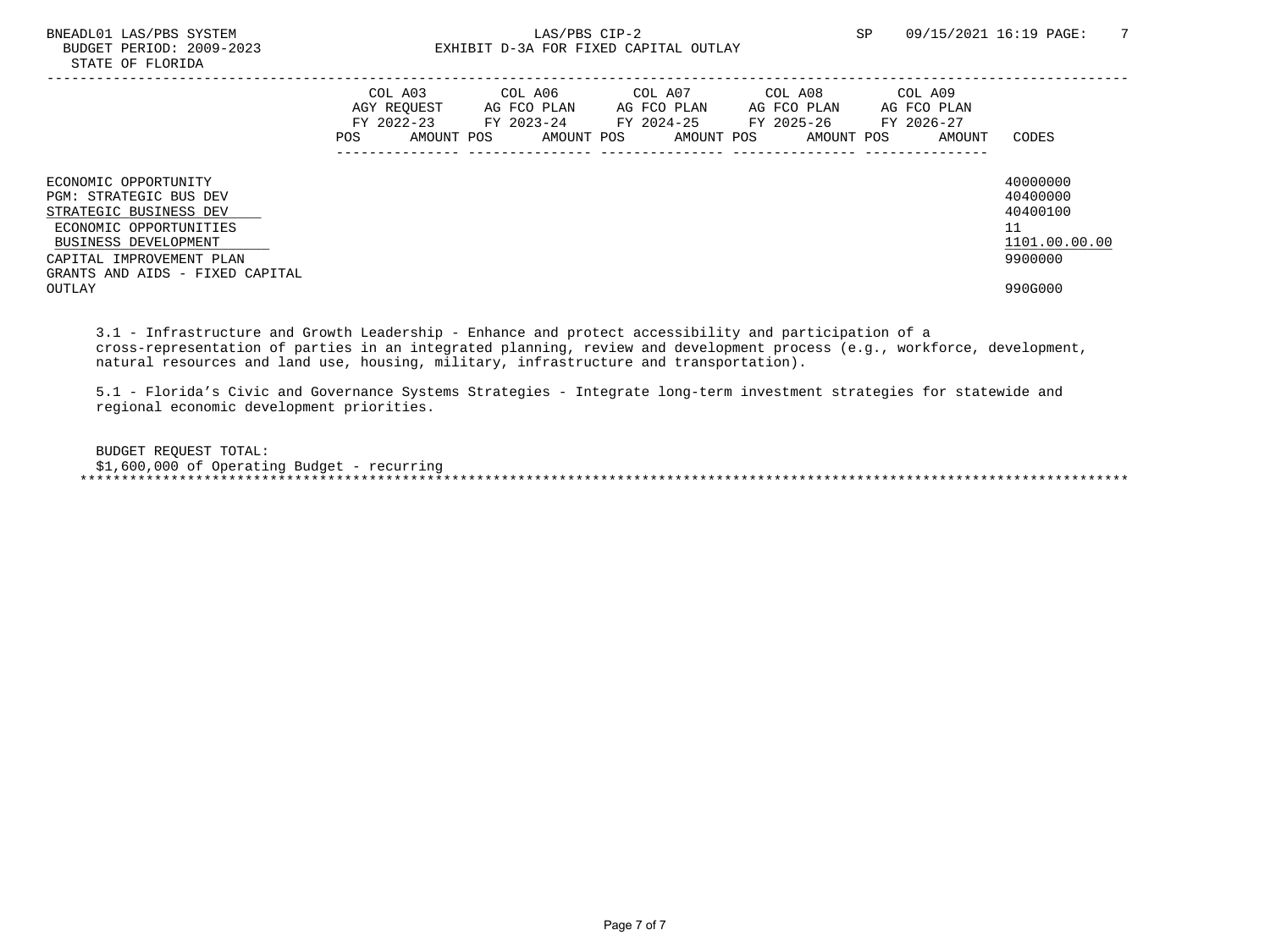| | COL A03 AGY REQUEST FY 2022-23 | | COL A06 AG FCO PLAN FY 2023-24 | | COL A07 AG FCO PLAN FY 2024-25 | | COL A08 AG FCO PLAN FY 2025-26 | | COL A09 AG FCO PLAN FY 2026-27 | | |
|---|---|---|---|---|---|---|---|---|---|---|---|
| | POS | AMOUNT | POS | AMOUNT | POS | AMOUNT | POS | AMOUNT | POS | AMOUNT | CODES |
| ECONOMIC OPPORTUNITY | | | | | | | | | | | 40000000 |
| PGM: STRATEGIC BUS DEV | | | | | | | | | | | 40400000 |
| STRATEGIC BUSINESS DEV | | | | | | | | | | | 40400100 |
| ECONOMIC OPPORTUNITIES | | | | | | | | | | | 11 |
| BUSINESS DEVELOPMENT | | | | | | | | | | | 1101.00.00.00 |
| CAPITAL IMPROVEMENT PLAN | | | | | | | | | | | 9900000 |
| GRANTS AND AIDS - FIXED CAPITAL OUTLAY | | | | | | | | | | | 990G000 |

3.1 - Infrastructure and Growth Leadership - Enhance and protect accessibility and participation of a cross-representation of parties in an integrated planning, review and development process (e.g., workforce, development, natural resources and land use, housing, military, infrastructure and transportation).

5.1 - Florida's Civic and Governance Systems Strategies - Integrate long-term investment strategies for statewide and regional economic development priorities.

BUDGET REQUEST TOTAL:
$1,600,000 of Operating Budget - recurring

***************************************************************************************************************************